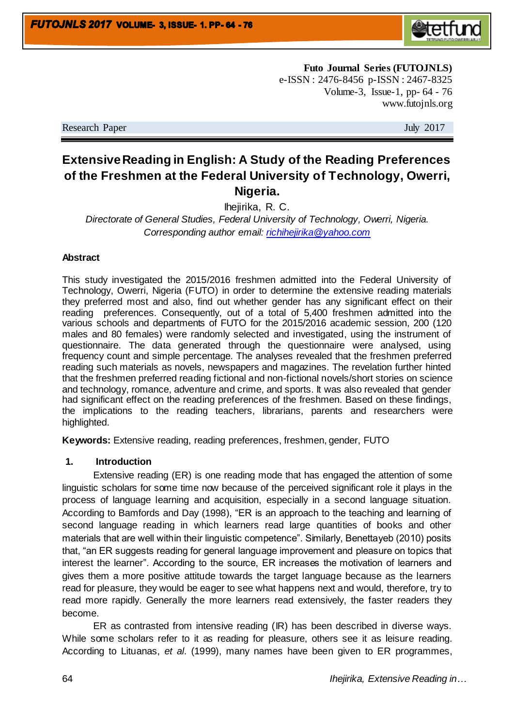**Futo Journal Series (FUTOJNLS)**
e-ISSN : 2476-8456 p-ISSN : 2467-8325
Volume-3, Issue-1, pp- 64 - 76
www.futojnls.org

Research Paper July 2017

# Extensive Reading in English: A Study of the Reading Preferences of the Freshmen at the Federal University of Technology, Owerri, Nigeria.

Ihejirika, R. C.

*Directorate of General Studies, Federal University of Technology, Owerri, Nigeria.*
*Corresponding author email: richihejirika@yahoo.com*

**Abstract**

This study investigated the 2015/2016 freshmen admitted into the Federal University of Technology, Owerri, Nigeria (FUTO) in order to determine the extensive reading materials they preferred most and also, find out whether gender has any significant effect on their reading preferences. Consequently, out of a total of 5,400 freshmen admitted into the various schools and departments of FUTO for the 2015/2016 academic session, 200 (120 males and 80 females) were randomly selected and investigated, using the instrument of questionnaire. The data generated through the questionnaire were analysed, using frequency count and simple percentage. The analyses revealed that the freshmen preferred reading such materials as novels, newspapers and magazines. The revelation further hinted that the freshmen preferred reading fictional and non-fictional novels/short stories on science and technology, romance, adventure and crime, and sports. It was also revealed that gender had significant effect on the reading preferences of the freshmen. Based on these findings, the implications to the reading teachers, librarians, parents and researchers were highlighted.

**Keywords:** Extensive reading, reading preferences, freshmen, gender, FUTO

## 1. Introduction

Extensive reading (ER) is one reading mode that has engaged the attention of some linguistic scholars for some time now because of the perceived significant role it plays in the process of language learning and acquisition, especially in a second language situation. According to Bamfords and Day (1998), "ER is an approach to the teaching and learning of second language reading in which learners read large quantities of books and other materials that are well within their linguistic competence". Similarly, Benettayeb (2010) posits that, "an ER suggests reading for general language improvement and pleasure on topics that interest the learner". According to the source, ER increases the motivation of learners and gives them a more positive attitude towards the target language because as the learners read for pleasure, they would be eager to see what happens next and would, therefore, try to read more rapidly. Generally the more learners read extensively, the faster readers they become.

ER as contrasted from intensive reading (IR) has been described in diverse ways. While some scholars refer to it as reading for pleasure, others see it as leisure reading. According to Lituanas, *et al*. (1999), many names have been given to ER programmes,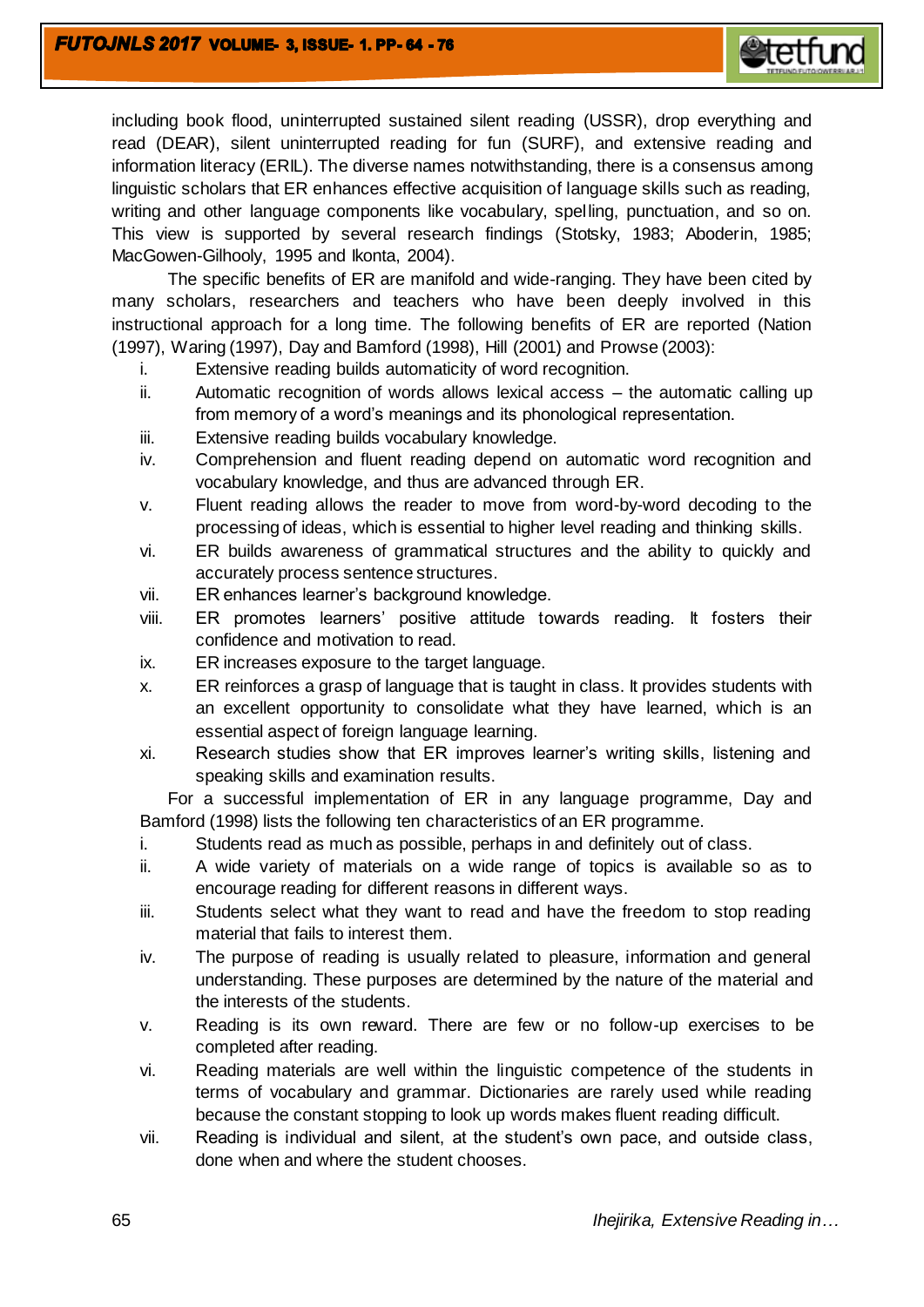including book flood, uninterrupted sustained silent reading (USSR), drop everything and read (DEAR), silent uninterrupted reading for fun (SURF), and extensive reading and information literacy (ERIL). The diverse names notwithstanding, there is a consensus among linguistic scholars that ER enhances effective acquisition of language skills such as reading, writing and other language components like vocabulary, spelling, punctuation, and so on. This view is supported by several research findings (Stotsky, 1983; Aboderin, 1985; MacGowen-Gilhooly, 1995 and Ikonta, 2004).

The specific benefits of ER are manifold and wide-ranging. They have been cited by many scholars, researchers and teachers who have been deeply involved in this instructional approach for a long time. The following benefits of ER are reported (Nation (1997), Waring (1997), Day and Bamford (1998), Hill (2001) and Prowse (2003):

- i. Extensive reading builds automaticity of word recognition.
- ii. Automatic recognition of words allows lexical access – the automatic calling up from memory of a word's meanings and its phonological representation.
- iii. Extensive reading builds vocabulary knowledge.
- iv. Comprehension and fluent reading depend on automatic word recognition and vocabulary knowledge, and thus are advanced through ER.
- v. Fluent reading allows the reader to move from word-by-word decoding to the processing of ideas, which is essential to higher level reading and thinking skills.
- vi. ER builds awareness of grammatical structures and the ability to quickly and accurately process sentence structures.
- vii. ER enhances learner's background knowledge.
- viii. ER promotes learners' positive attitude towards reading. It fosters their confidence and motivation to read.
- ix. ER increases exposure to the target language.
- x. ER reinforces a grasp of language that is taught in class. It provides students with an excellent opportunity to consolidate what they have learned, which is an essential aspect of foreign language learning.
- xi. Research studies show that ER improves learner's writing skills, listening and speaking skills and examination results.

For a successful implementation of ER in any language programme, Day and Bamford (1998) lists the following ten characteristics of an ER programme.

- i. Students read as much as possible, perhaps in and definitely out of class.
- ii. A wide variety of materials on a wide range of topics is available so as to encourage reading for different reasons in different ways.
- iii. Students select what they want to read and have the freedom to stop reading material that fails to interest them.
- iv. The purpose of reading is usually related to pleasure, information and general understanding. These purposes are determined by the nature of the material and the interests of the students.
- v. Reading is its own reward. There are few or no follow-up exercises to be completed after reading.
- vi. Reading materials are well within the linguistic competence of the students in terms of vocabulary and grammar. Dictionaries are rarely used while reading because the constant stopping to look up words makes fluent reading difficult.
- vii. Reading is individual and silent, at the student's own pace, and outside class, done when and where the student chooses.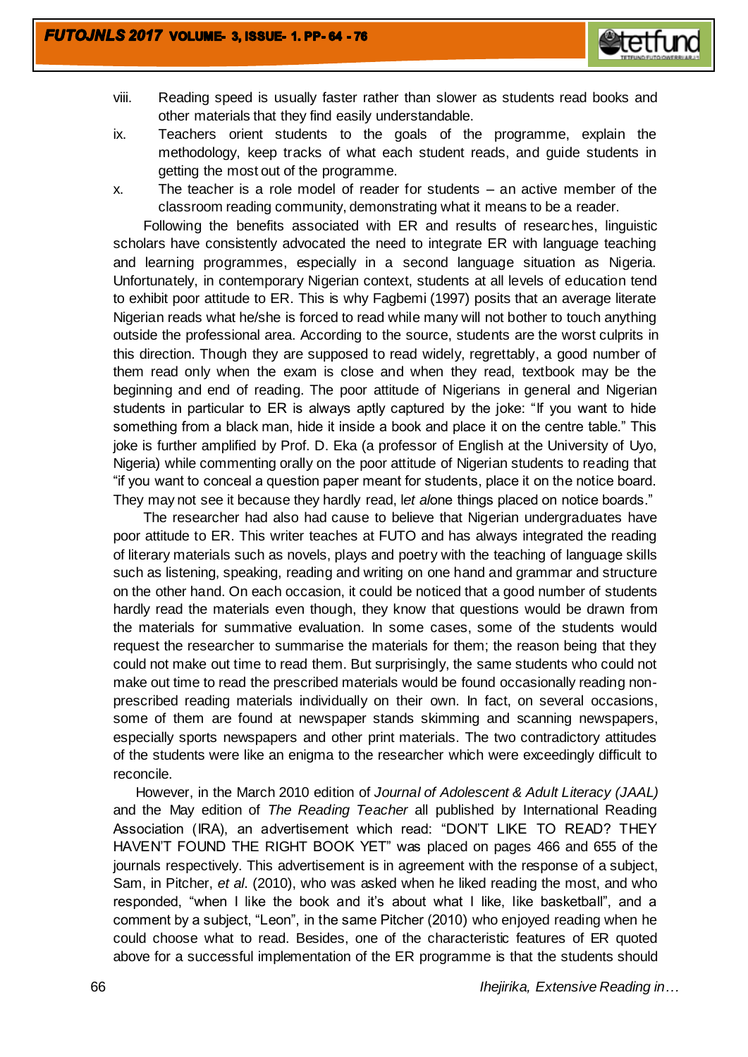viii. Reading speed is usually faster rather than slower as students read books and other materials that they find easily understandable.

ix. Teachers orient students to the goals of the programme, explain the methodology, keep tracks of what each student reads, and guide students in getting the most out of the programme.

x. The teacher is a role model of reader for students – an active member of the classroom reading community, demonstrating what it means to be a reader.

Following the benefits associated with ER and results of researches, linguistic scholars have consistently advocated the need to integrate ER with language teaching and learning programmes, especially in a second language situation as Nigeria. Unfortunately, in contemporary Nigerian context, students at all levels of education tend to exhibit poor attitude to ER. This is why Fagbemi (1997) posits that an average literate Nigerian reads what he/she is forced to read while many will not bother to touch anything outside the professional area. According to the source, students are the worst culprits in this direction. Though they are supposed to read widely, regrettably, a good number of them read only when the exam is close and when they read, textbook may be the beginning and end of reading. The poor attitude of Nigerians in general and Nigerian students in particular to ER is always aptly captured by the joke: "If you want to hide something from a black man, hide it inside a book and place it on the centre table." This joke is further amplified by Prof. D. Eka (a professor of English at the University of Uyo, Nigeria) while commenting orally on the poor attitude of Nigerian students to reading that "if you want to conceal a question paper meant for students, place it on the notice board. They may not see it because they hardly read, l*et al*one things placed on notice boards."

The researcher had also had cause to believe that Nigerian undergraduates have poor attitude to ER. This writer teaches at FUTO and has always integrated the reading of literary materials such as novels, plays and poetry with the teaching of language skills such as listening, speaking, reading and writing on one hand and grammar and structure on the other hand. On each occasion, it could be noticed that a good number of students hardly read the materials even though, they know that questions would be drawn from the materials for summative evaluation. In some cases, some of the students would request the researcher to summarise the materials for them; the reason being that they could not make out time to read them. But surprisingly, the same students who could not make out time to read the prescribed materials would be found occasionally reading non-prescribed reading materials individually on their own. In fact, on several occasions, some of them are found at newspaper stands skimming and scanning newspapers, especially sports newspapers and other print materials. The two contradictory attitudes of the students were like an enigma to the researcher which were exceedingly difficult to reconcile.

However, in the March 2010 edition of *Journal of Adolescent & Adult Literacy (JAAL)* and the May edition of *The Reading Teacher* all published by International Reading Association (IRA), an advertisement which read: "DON'T LIKE TO READ? THEY HAVEN'T FOUND THE RIGHT BOOK YET" was placed on pages 466 and 655 of the journals respectively. This advertisement is in agreement with the response of a subject, Sam, in Pitcher, *et al*. (2010), who was asked when he liked reading the most, and who responded, "when I like the book and it's about what I like, like basketball", and a comment by a subject, "Leon", in the same Pitcher (2010) who enjoyed reading when he could choose what to read. Besides, one of the characteristic features of ER quoted above for a successful implementation of the ER programme is that the students should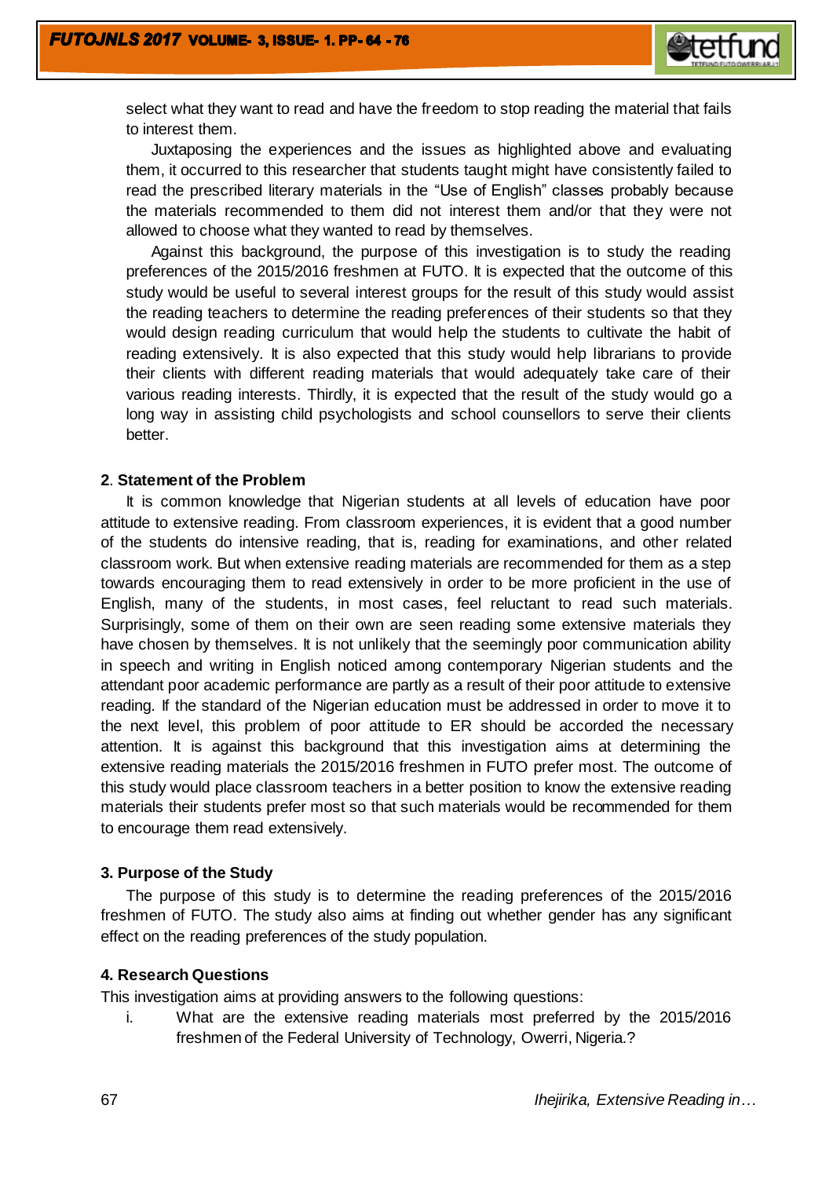select what they want to read and have the freedom to stop reading the material that fails to interest them.

Juxtaposing the experiences and the issues as highlighted above and evaluating them, it occurred to this researcher that students taught might have consistently failed to read the prescribed literary materials in the "Use of English" classes probably because the materials recommended to them did not interest them and/or that they were not allowed to choose what they wanted to read by themselves.

Against this background, the purpose of this investigation is to study the reading preferences of the 2015/2016 freshmen at FUTO. It is expected that the outcome of this study would be useful to several interest groups for the result of this study would assist the reading teachers to determine the reading preferences of their students so that they would design reading curriculum that would help the students to cultivate the habit of reading extensively. It is also expected that this study would help librarians to provide their clients with different reading materials that would adequately take care of their various reading interests. Thirdly, it is expected that the result of the study would go a long way in assisting child psychologists and school counsellors to serve their clients better.

## 2. Statement of the Problem

It is common knowledge that Nigerian students at all levels of education have poor attitude to extensive reading. From classroom experiences, it is evident that a good number of the students do intensive reading, that is, reading for examinations, and other related classroom work. But when extensive reading materials are recommended for them as a step towards encouraging them to read extensively in order to be more proficient in the use of English, many of the students, in most cases, feel reluctant to read such materials. Surprisingly, some of them on their own are seen reading some extensive materials they have chosen by themselves. It is not unlikely that the seemingly poor communication ability in speech and writing in English noticed among contemporary Nigerian students and the attendant poor academic performance are partly as a result of their poor attitude to extensive reading. If the standard of the Nigerian education must be addressed in order to move it to the next level, this problem of poor attitude to ER should be accorded the necessary attention. It is against this background that this investigation aims at determining the extensive reading materials the 2015/2016 freshmen in FUTO prefer most. The outcome of this study would place classroom teachers in a better position to know the extensive reading materials their students prefer most so that such materials would be recommended for them to encourage them read extensively.

## 3. Purpose of the Study

The purpose of this study is to determine the reading preferences of the 2015/2016 freshmen of FUTO. The study also aims at finding out whether gender has any significant effect on the reading preferences of the study population.

## 4. Research Questions

This investigation aims at providing answers to the following questions:

i. What are the extensive reading materials most preferred by the 2015/2016 freshmen of the Federal University of Technology, Owerri, Nigeria.?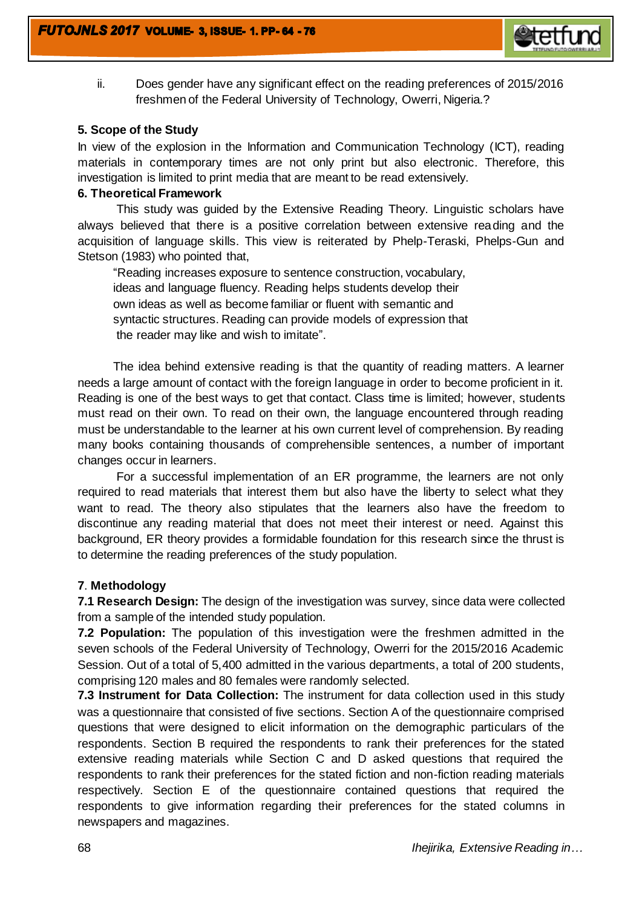ii. Does gender have any significant effect on the reading preferences of 2015/2016 freshmen of the Federal University of Technology, Owerri, Nigeria.?

**5. Scope of the Study**

In view of the explosion in the Information and Communication Technology (ICT), reading materials in contemporary times are not only print but also electronic. Therefore, this investigation is limited to print media that are meant to be read extensively.

**6. Theoretical Framework**

This study was guided by the Extensive Reading Theory. Linguistic scholars have always believed that there is a positive correlation between extensive reading and the acquisition of language skills. This view is reiterated by Phelp-Teraski, Phelps-Gun and Stetson (1983) who pointed that,

> "Reading increases exposure to sentence construction, vocabulary, ideas and language fluency. Reading helps students develop their own ideas as well as become familiar or fluent with semantic and syntactic structures. Reading can provide models of expression that the reader may like and wish to imitate".

The idea behind extensive reading is that the quantity of reading matters. A learner needs a large amount of contact with the foreign language in order to become proficient in it. Reading is one of the best ways to get that contact. Class time is limited; however, students must read on their own. To read on their own, the language encountered through reading must be understandable to the learner at his own current level of comprehension. By reading many books containing thousands of comprehensible sentences, a number of important changes occur in learners.

For a successful implementation of an ER programme, the learners are not only required to read materials that interest them but also have the liberty to select what they want to read. The theory also stipulates that the learners also have the freedom to discontinue any reading material that does not meet their interest or need. Against this background, ER theory provides a formidable foundation for this research since the thrust is to determine the reading preferences of the study population.

**7. Methodology**

**7.1 Research Design:** The design of the investigation was survey, since data were collected from a sample of the intended study population.

**7.2 Population:** The population of this investigation were the freshmen admitted in the seven schools of the Federal University of Technology, Owerri for the 2015/2016 Academic Session. Out of a total of 5,400 admitted in the various departments, a total of 200 students, comprising 120 males and 80 females were randomly selected.

**7.3 Instrument for Data Collection:** The instrument for data collection used in this study was a questionnaire that consisted of five sections. Section A of the questionnaire comprised questions that were designed to elicit information on the demographic particulars of the respondents. Section B required the respondents to rank their preferences for the stated extensive reading materials while Section C and D asked questions that required the respondents to rank their preferences for the stated fiction and non-fiction reading materials respectively. Section E of the questionnaire contained questions that required the respondents to give information regarding their preferences for the stated columns in newspapers and magazines.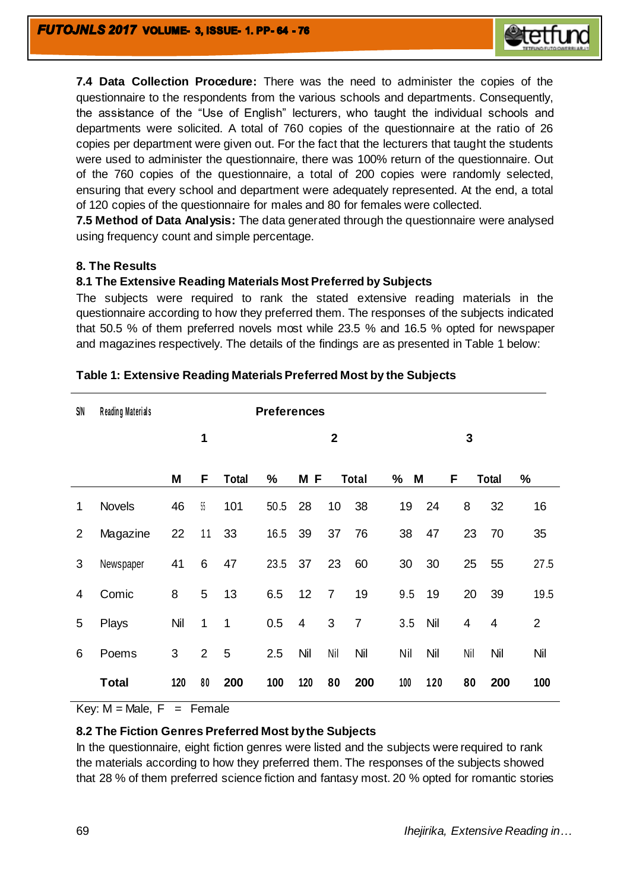**7.4 Data Collection Procedure:** There was the need to administer the copies of the questionnaire to the respondents from the various schools and departments. Consequently, the assistance of the "Use of English" lecturers, who taught the individual schools and departments were solicited. A total of 760 copies of the questionnaire at the ratio of 26 copies per department were given out. For the fact that the lecturers that taught the students were used to administer the questionnaire, there was 100% return of the questionnaire. Out of the 760 copies of the questionnaire, a total of 200 copies were randomly selected, ensuring that every school and department were adequately represented. At the end, a total of 120 copies of the questionnaire for males and 80 for females were collected.

**7.5 Method of Data Analysis:** The data generated through the questionnaire were analysed using frequency count and simple percentage.

## 8. The Results

### 8.1 The Extensive Reading Materials Most Preferred by Subjects

The subjects were required to rank the stated extensive reading materials in the questionnaire according to how they preferred them. The responses of the subjects indicated that 50.5 % of them preferred novels most while 23.5 % and 16.5 % opted for newspaper and magazines respectively. The details of the findings are as presented in Table 1 below:

**Table 1: Extensive Reading Materials Preferred Most by the Subjects**

| S/N | Reading Materials | Preferences | | | | | | | | | | | |
|---|---|---|---|---|---|---|---|---|---|---|---|---|---|
| | | 1 | | | | 2 | | | | 3 | | | |
| | | M | F | Total | % | M | F | Total | % | M | F | Total | % |
| 1 | Novels | 46 | 55 | 101 | 50.5 | 28 | 10 | 38 | 19 | 24 | 8 | 32 | 16 |
| 2 | Magazine | 22 | 11 | 33 | 16.5 | 39 | 37 | 76 | 38 | 47 | 23 | 70 | 35 |
| 3 | Newspaper | 41 | 6 | 47 | 23.5 | 37 | 23 | 60 | 30 | 30 | 25 | 55 | 27.5 |
| 4 | Comic | 8 | 5 | 13 | 6.5 | 12 | 7 | 19 | 9.5 | 19 | 20 | 39 | 19.5 |
| 5 | Plays | Nil | 1 | 1 | 0.5 | 4 | 3 | 7 | 3.5 | Nil | 4 | 4 | 2 |
| 6 | Poems | 3 | 2 | 5 | 2.5 | Nil | Nil | Nil | Nil | Nil | Nil | Nil | Nil |
| | **Total** | **120** | **80** | **200** | **100** | **120** | **80** | **200** | **100** | **120** | **80** | **200** | **100** |

Key: M = Male, F = Female

### 8.2 The Fiction Genres Preferred Most by the Subjects

In the questionnaire, eight fiction genres were listed and the subjects were required to rank the materials according to how they preferred them. The responses of the subjects showed that 28 % of them preferred science fiction and fantasy most. 20 % opted for romantic stories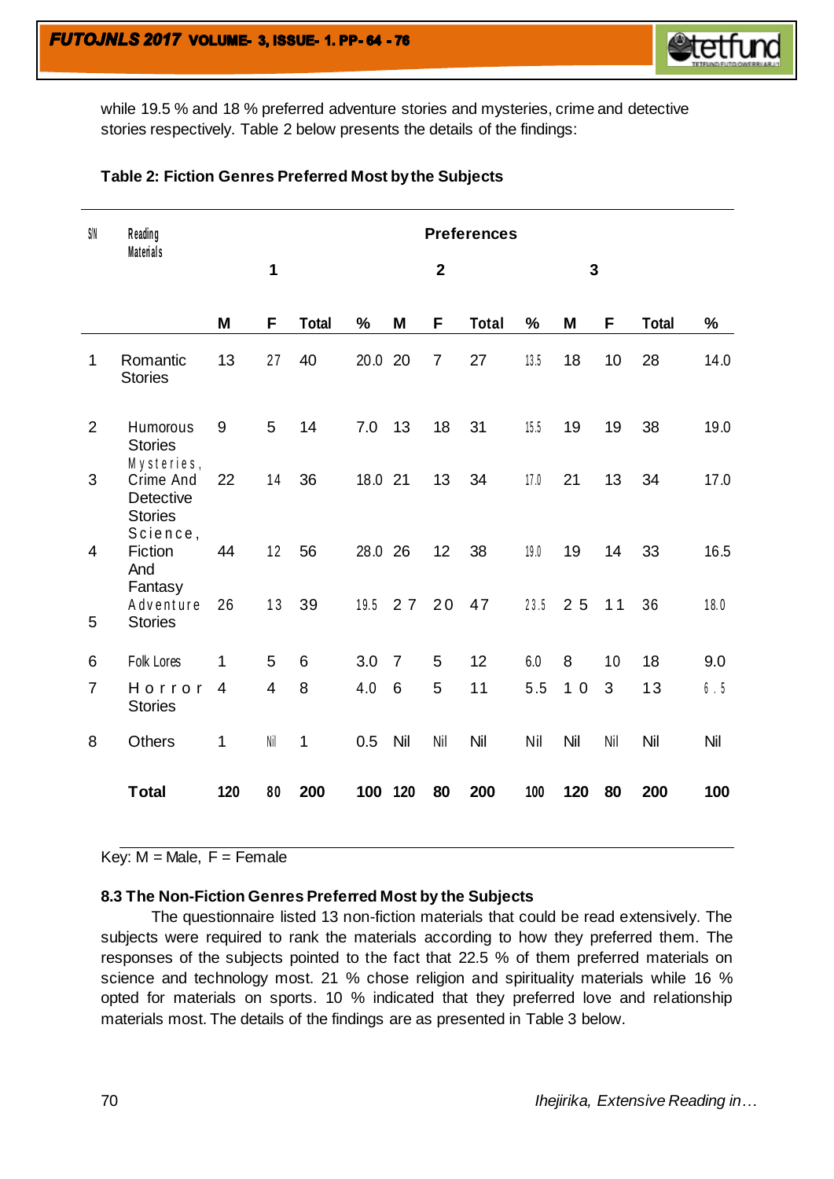while 19.5 % and 18 % preferred adventure stories and mysteries, crime and detective stories respectively. Table 2 below presents the details of the findings:

**Table 2: Fiction Genres Preferred Most by the Subjects**

| S/N | Reading Materials | Preferences | | | | | | | | | | | |
|---|---|---|---|---|---|---|---|---|---|---|---|---|---|
| | | 1 | | | | 2 | | | | 3 | | | |
| | | M | F | Total | % | M | F | Total | % | M | F | Total | % |
| 1 | Romantic Stories | 13 | 27 | 40 | 20.0 | 20 | 7 | 27 | 13.5 | 18 | 10 | 28 | 14.0 |
| 2 | Humorous Stories | 9 | 5 | 14 | 7.0 | 13 | 18 | 31 | 15.5 | 19 | 19 | 38 | 19.0 |
| 3 | Mysteries, Crime And Detective Stories | 22 | 14 | 36 | 18.0 | 21 | 13 | 34 | 17.0 | 21 | 13 | 34 | 17.0 |
| 4 | Science, Fiction And Fantasy | 44 | 12 | 56 | 28.0 | 26 | 12 | 38 | 19.0 | 19 | 14 | 33 | 16.5 |
| 5 | Adventure Stories | 26 | 13 | 39 | 19.5 | 27 | 20 | 47 | 23.5 | 25 | 11 | 36 | 18.0 |
| 6 | Folk Lores | 1 | 5 | 6 | 3.0 | 7 | 5 | 12 | 6.0 | 8 | 10 | 18 | 9.0 |
| 7 | Horror Stories | 4 | 4 | 8 | 4.0 | 6 | 5 | 11 | 5.5 | 10 | 3 | 13 | 6.5 |
| 8 | Others | 1 | Nil | 1 | 0.5 | Nil | Nil | Nil | Nil | Nil | Nil | Nil | Nil |
| | **Total** | **120** | **80** | **200** | **100** | **120** | **80** | **200** | **100** | **120** | **80** | **200** | **100** |

Key: M = Male, F = Female

### 8.3 The Non-Fiction Genres Preferred Most by the Subjects

The questionnaire listed 13 non-fiction materials that could be read extensively. The subjects were required to rank the materials according to how they preferred them. The responses of the subjects pointed to the fact that 22.5 % of them preferred materials on science and technology most. 21 % chose religion and spirituality materials while 16 % opted for materials on sports. 10 % indicated that they preferred love and relationship materials most. The details of the findings are as presented in Table 3 below.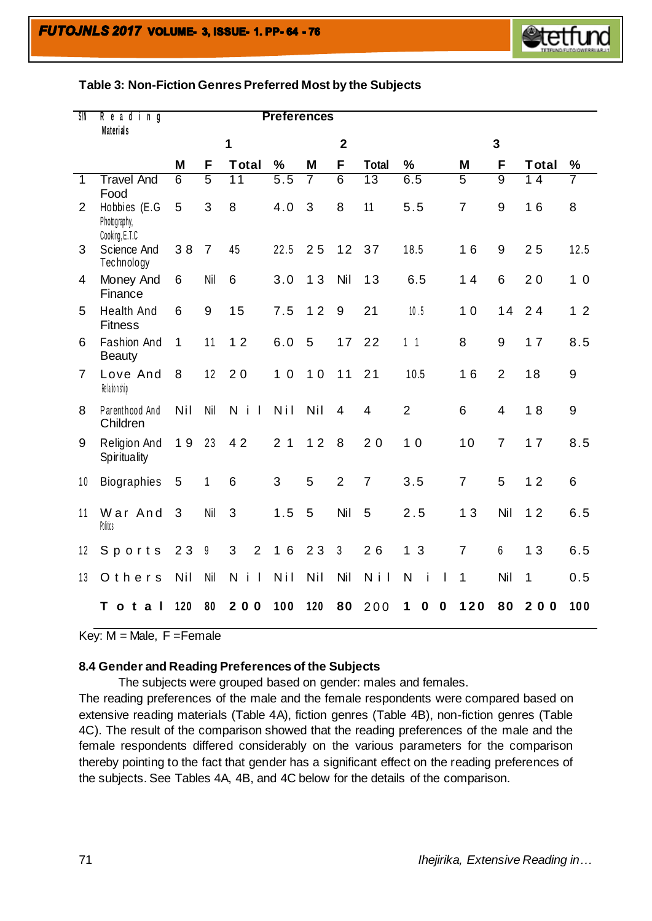**Table 3: Non-Fiction Genres Preferred Most by the Subjects**

| S/N | Reading Materials | Preferences | | | | | | | | | | | |
|---|---|---|---|---|---|---|---|---|---|---|---|---|---|
| | | 1 | | | | 2 | | | | 3 | | | |
| | | M | F | Total | % | M | F | Total | % | M | F | Total | % |
| 1 | Travel And Food | 6 | 5 | 11 | 5.5 | 7 | 6 | 13 | 6.5 | 5 | 9 | 14 | 7 |
| 2 | Hobbies (E.G Photography, Cooking, E.T.C | 5 | 3 | 8 | 4.0 | 3 | 8 | 11 | 5.5 | 7 | 9 | 16 | 8 |
| 3 | Science And Technology | 38 | 7 | 45 | 22.5 | 25 | 12 | 37 | 18.5 | 16 | 9 | 25 | 12.5 |
| 4 | Money And Finance | 6 | Nil | 6 | 3.0 | 13 | Nil | 13 | 6.5 | 14 | 6 | 20 | 10 |
| 5 | Health And Fitness | 6 | 9 | 15 | 7.5 | 12 | 9 | 21 | 10.5 | 10 | 14 | 24 | 12 |
| 6 | Fashion And Beauty | 1 | 11 | 12 | 6.0 | 5 | 17 | 22 | 11 | 8 | 9 | 17 | 8.5 |
| 7 | Love And Relationship | 8 | 12 | 20 | 10 | 10 | 11 | 21 | 10.5 | 16 | 2 | 18 | 9 |
| 8 | Parenthood And Children | Nil | Nil | Nil | Nil | Nil | 4 | 4 | 2 | 6 | 4 | 18 | 9 |
| 9 | Religion And Spirituality | 19 | 23 | 42 | 21 | 12 | 8 | 20 | 10 | 10 | 7 | 17 | 8.5 |
| 10 | Biographies | 5 | 1 | 6 | 3 | 5 | 2 | 7 | 3.5 | 7 | 5 | 12 | 6 |
| 11 | War And Politics | 3 | Nil | 3 | 1.5 | 5 | Nil | 5 | 2.5 | 13 | Nil | 12 | 6.5 |
| 12 | Sports | 23 | 9 | 32 | 16 | 23 | 3 | 26 | 13 | 7 | 6 | 13 | 6.5 |
| 13 | Others | Nil | Nil | Nil | Nil | Nil | Nil | Nil | Nil | 1 | Nil | 1 | 0.5 |
| | Total | 120 | 80 | 200 | 100 | 120 | 80 | 200 | 100 | 120 | 80 | 200 | 100 |

Key: M = Male, F =Female

### 8.4 Gender and Reading Preferences of the Subjects

The subjects were grouped based on gender: males and females.

The reading preferences of the male and the female respondents were compared based on extensive reading materials (Table 4A), fiction genres (Table 4B), non-fiction genres (Table 4C). The result of the comparison showed that the reading preferences of the male and the female respondents differed considerably on the various parameters for the comparison thereby pointing to the fact that gender has a significant effect on the reading preferences of the subjects. See Tables 4A, 4B, and 4C below for the details of the comparison.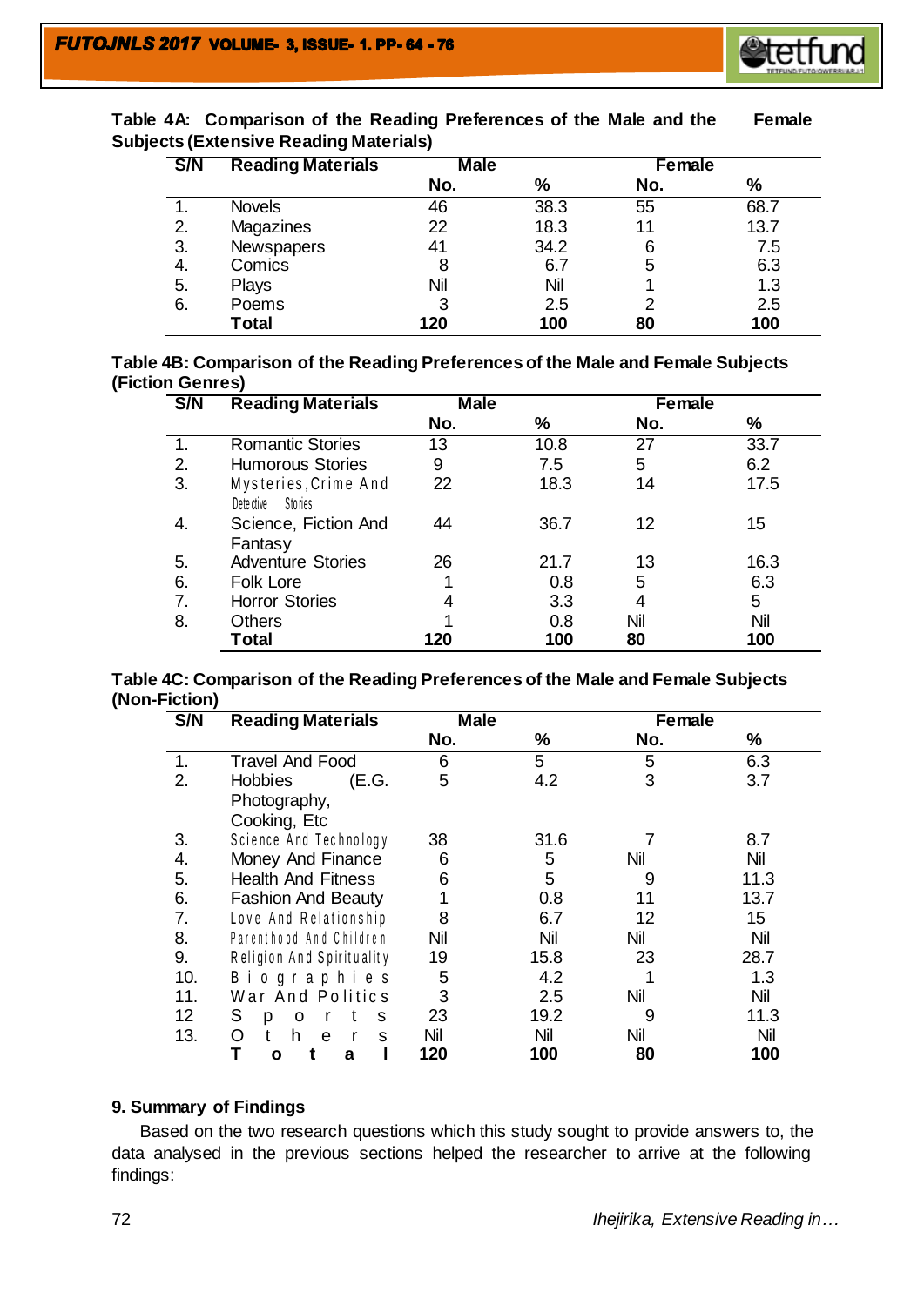**Table 4A: Comparison of the Reading Preferences of the Male and the Female Subjects (Extensive Reading Materials)**

| S/N | Reading Materials | Male | | Female | |
|---|---|---|---|---|---|
| | | No. | % | No. | % |
| 1. | Novels | 46 | 38.3 | 55 | 68.7 |
| 2. | Magazines | 22 | 18.3 | 11 | 13.7 |
| 3. | Newspapers | 41 | 34.2 | 6 | 7.5 |
| 4. | Comics | 8 | 6.7 | 5 | 6.3 |
| 5. | Plays | Nil | Nil | 1 | 1.3 |
| 6. | Poems | 3 | 2.5 | 2 | 2.5 |
| | **Total** | **120** | **100** | **80** | **100** |

**Table 4B: Comparison of the Reading Preferences of the Male and Female Subjects (Fiction Genres)**

| S/N | Reading Materials | Male | | Female | |
|---|---|---|---|---|---|
| | | No. | % | No. | % |
| 1. | Romantic Stories | 13 | 10.8 | 27 | 33.7 |
| 2. | Humorous Stories | 9 | 7.5 | 5 | 6.2 |
| 3. | Mysteries, Crime And Detective Stories | 22 | 18.3 | 14 | 17.5 |
| 4. | Science, Fiction And Fantasy | 44 | 36.7 | 12 | 15 |
| 5. | Adventure Stories | 26 | 21.7 | 13 | 16.3 |
| 6. | Folk Lore | 1 | 0.8 | 5 | 6.3 |
| 7. | Horror Stories | 4 | 3.3 | 4 | 5 |
| 8. | Others | 1 | 0.8 | Nil | Nil |
| | **Total** | **120** | **100** | **80** | **100** |

**Table 4C: Comparison of the Reading Preferences of the Male and Female Subjects (Non-Fiction)**

| S/N | Reading Materials | Male | | Female | |
|---|---|---|---|---|---|
| | | No. | % | No. | % |
| 1. | Travel And Food | 6 | 5 | 5 | 6.3 |
| 2. | Hobbies (E.G. Photography, Cooking, Etc | 5 | 4.2 | 3 | 3.7 |
| 3. | Science And Technology | 38 | 31.6 | 7 | 8.7 |
| 4. | Money And Finance | 6 | 5 | Nil | Nil |
| 5. | Health And Fitness | 6 | 5 | 9 | 11.3 |
| 6. | Fashion And Beauty | 1 | 0.8 | 11 | 13.7 |
| 7. | Love And Relationship | 8 | 6.7 | 12 | 15 |
| 8. | Parenthood And Children | Nil | Nil | Nil | Nil |
| 9. | Religion And Spirituality | 19 | 15.8 | 23 | 28.7 |
| 10. | Biographies | 5 | 4.2 | 1 | 1.3 |
| 11. | War And Politics | 3 | 2.5 | Nil | Nil |
| 12 | Sports | 23 | 19.2 | 9 | 11.3 |
| 13. | Others | Nil | Nil | Nil | Nil |
| | **Total** | **120** | **100** | **80** | **100** |

## 9. Summary of Findings

Based on the two research questions which this study sought to provide answers to, the data analysed in the previous sections helped the researcher to arrive at the following findings: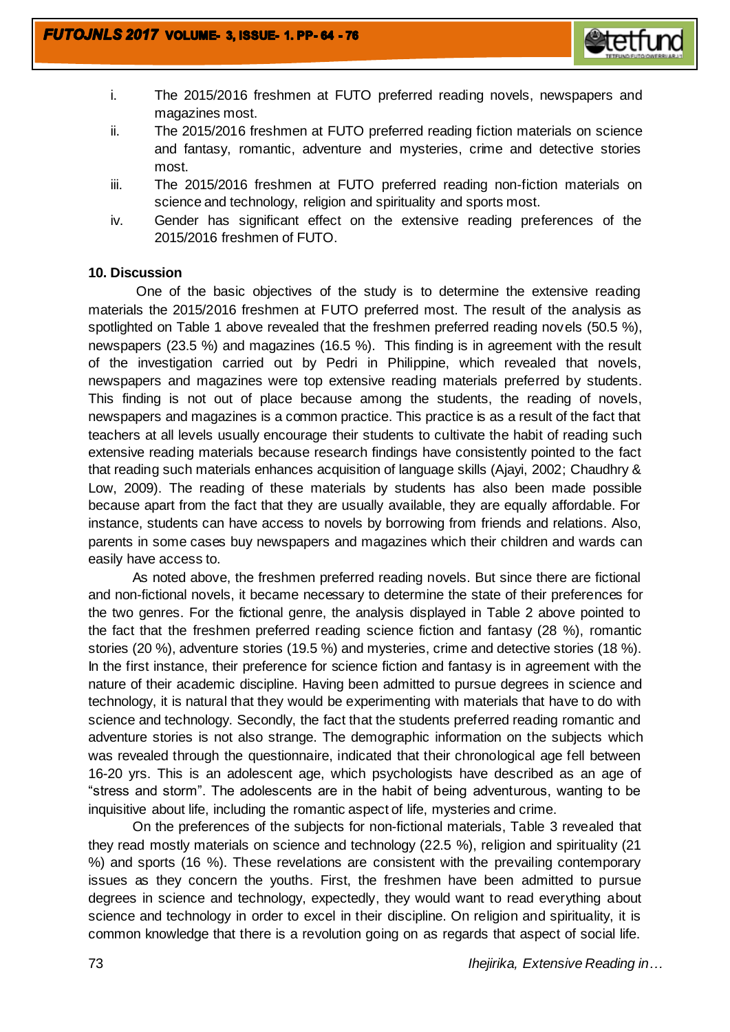i. The 2015/2016 freshmen at FUTO preferred reading novels, newspapers and magazines most.
ii. The 2015/2016 freshmen at FUTO preferred reading fiction materials on science and fantasy, romantic, adventure and mysteries, crime and detective stories most.
iii. The 2015/2016 freshmen at FUTO preferred reading non-fiction materials on science and technology, religion and spirituality and sports most.
iv. Gender has significant effect on the extensive reading preferences of the 2015/2016 freshmen of FUTO.

## 10. Discussion

One of the basic objectives of the study is to determine the extensive reading materials the 2015/2016 freshmen at FUTO preferred most. The result of the analysis as spotlighted on Table 1 above revealed that the freshmen preferred reading novels (50.5 %), newspapers (23.5 %) and magazines (16.5 %). This finding is in agreement with the result of the investigation carried out by Pedri in Philippine, which revealed that novels, newspapers and magazines were top extensive reading materials preferred by students. This finding is not out of place because among the students, the reading of novels, newspapers and magazines is a common practice. This practice is as a result of the fact that teachers at all levels usually encourage their students to cultivate the habit of reading such extensive reading materials because research findings have consistently pointed to the fact that reading such materials enhances acquisition of language skills (Ajayi, 2002; Chaudhry & Low, 2009). The reading of these materials by students has also been made possible because apart from the fact that they are usually available, they are equally affordable. For instance, students can have access to novels by borrowing from friends and relations. Also, parents in some cases buy newspapers and magazines which their children and wards can easily have access to.

As noted above, the freshmen preferred reading novels. But since there are fictional and non-fictional novels, it became necessary to determine the state of their preferences for the two genres. For the fictional genre, the analysis displayed in Table 2 above pointed to the fact that the freshmen preferred reading science fiction and fantasy (28 %), romantic stories (20 %), adventure stories (19.5 %) and mysteries, crime and detective stories (18 %). In the first instance, their preference for science fiction and fantasy is in agreement with the nature of their academic discipline. Having been admitted to pursue degrees in science and technology, it is natural that they would be experimenting with materials that have to do with science and technology. Secondly, the fact that the students preferred reading romantic and adventure stories is not also strange. The demographic information on the subjects which was revealed through the questionnaire, indicated that their chronological age fell between 16-20 yrs. This is an adolescent age, which psychologists have described as an age of "stress and storm". The adolescents are in the habit of being adventurous, wanting to be inquisitive about life, including the romantic aspect of life, mysteries and crime.

On the preferences of the subjects for non-fictional materials, Table 3 revealed that they read mostly materials on science and technology (22.5 %), religion and spirituality (21 %) and sports (16 %). These revelations are consistent with the prevailing contemporary issues as they concern the youths. First, the freshmen have been admitted to pursue degrees in science and technology, expectedly, they would want to read everything about science and technology in order to excel in their discipline. On religion and spirituality, it is common knowledge that there is a revolution going on as regards that aspect of social life.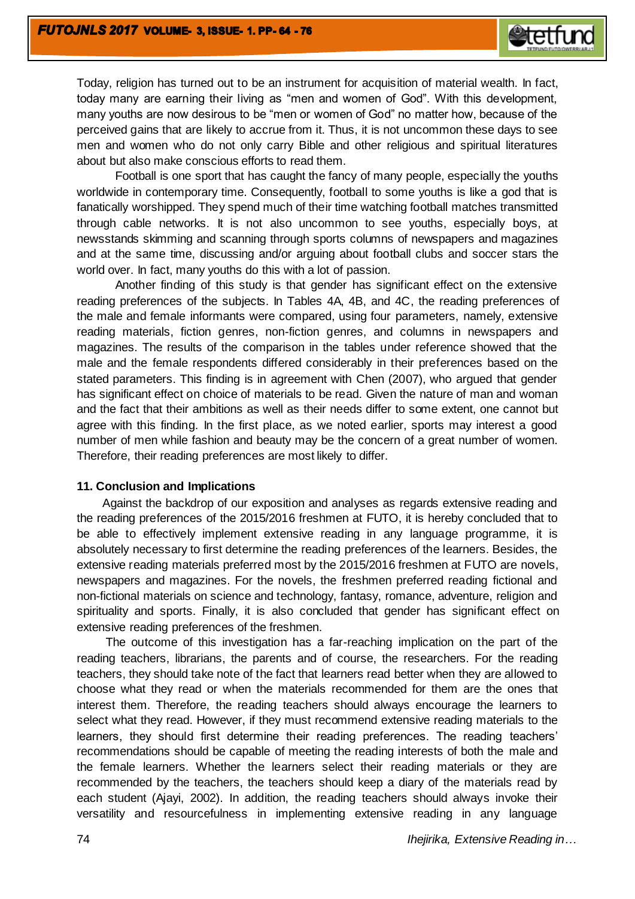Today, religion has turned out to be an instrument for acquisition of material wealth. In fact, today many are earning their living as "men and women of God". With this development, many youths are now desirous to be "men or women of God" no matter how, because of the perceived gains that are likely to accrue from it. Thus, it is not uncommon these days to see men and women who do not only carry Bible and other religious and spiritual literatures about but also make conscious efforts to read them.

Football is one sport that has caught the fancy of many people, especially the youths worldwide in contemporary time. Consequently, football to some youths is like a god that is fanatically worshipped. They spend much of their time watching football matches transmitted through cable networks. It is not also uncommon to see youths, especially boys, at newsstands skimming and scanning through sports columns of newspapers and magazines and at the same time, discussing and/or arguing about football clubs and soccer stars the world over. In fact, many youths do this with a lot of passion.

Another finding of this study is that gender has significant effect on the extensive reading preferences of the subjects. In Tables 4A, 4B, and 4C, the reading preferences of the male and female informants were compared, using four parameters, namely, extensive reading materials, fiction genres, non-fiction genres, and columns in newspapers and magazines. The results of the comparison in the tables under reference showed that the male and the female respondents differed considerably in their preferences based on the stated parameters. This finding is in agreement with Chen (2007), who argued that gender has significant effect on choice of materials to be read. Given the nature of man and woman and the fact that their ambitions as well as their needs differ to some extent, one cannot but agree with this finding. In the first place, as we noted earlier, sports may interest a good number of men while fashion and beauty may be the concern of a great number of women. Therefore, their reading preferences are most likely to differ.

## 11. Conclusion and Implications

Against the backdrop of our exposition and analyses as regards extensive reading and the reading preferences of the 2015/2016 freshmen at FUTO, it is hereby concluded that to be able to effectively implement extensive reading in any language programme, it is absolutely necessary to first determine the reading preferences of the learners. Besides, the extensive reading materials preferred most by the 2015/2016 freshmen at FUTO are novels, newspapers and magazines. For the novels, the freshmen preferred reading fictional and non-fictional materials on science and technology, fantasy, romance, adventure, religion and spirituality and sports. Finally, it is also concluded that gender has significant effect on extensive reading preferences of the freshmen.

The outcome of this investigation has a far-reaching implication on the part of the reading teachers, librarians, the parents and of course, the researchers. For the reading teachers, they should take note of the fact that learners read better when they are allowed to choose what they read or when the materials recommended for them are the ones that interest them. Therefore, the reading teachers should always encourage the learners to select what they read. However, if they must recommend extensive reading materials to the learners, they should first determine their reading preferences. The reading teachers' recommendations should be capable of meeting the reading interests of both the male and the female learners. Whether the learners select their reading materials or they are recommended by the teachers, the teachers should keep a diary of the materials read by each student (Ajayi, 2002). In addition, the reading teachers should always invoke their versatility and resourcefulness in implementing extensive reading in any language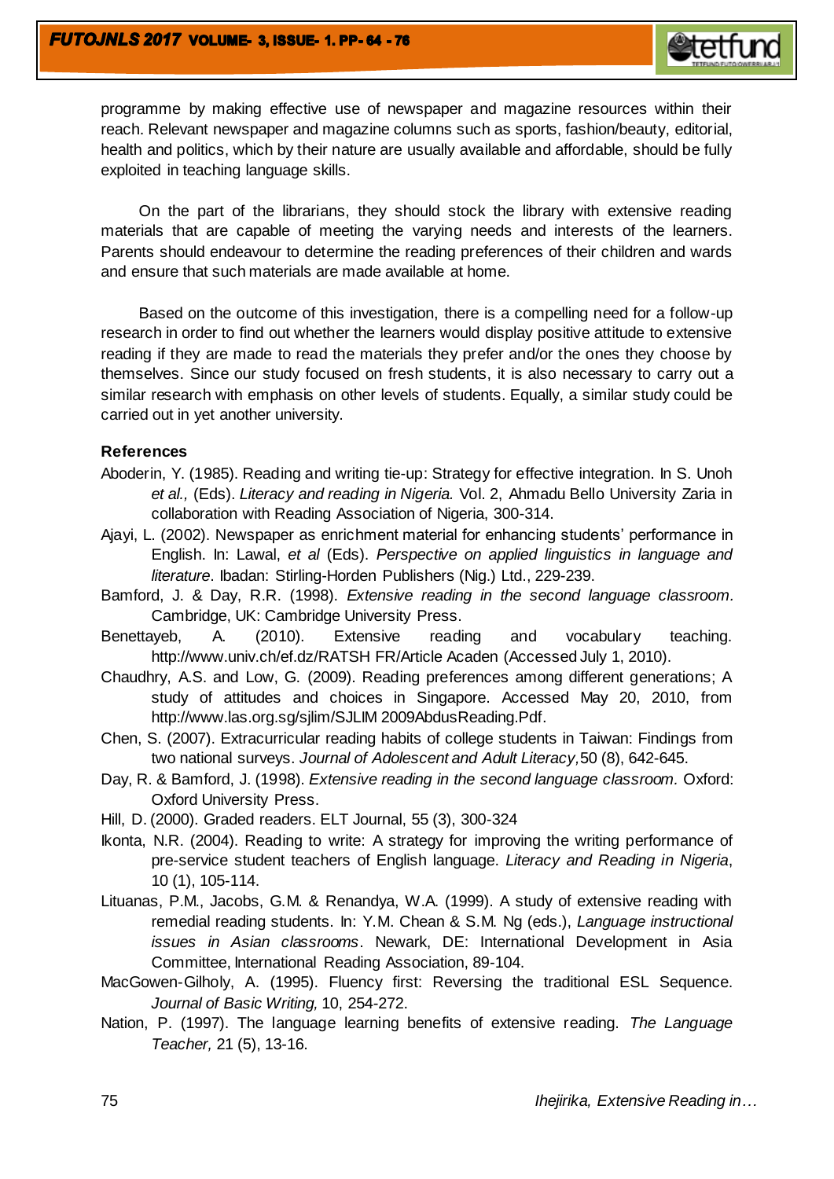programme by making effective use of newspaper and magazine resources within their reach. Relevant newspaper and magazine columns such as sports, fashion/beauty, editorial, health and politics, which by their nature are usually available and affordable, should be fully exploited in teaching language skills.

On the part of the librarians, they should stock the library with extensive reading materials that are capable of meeting the varying needs and interests of the learners. Parents should endeavour to determine the reading preferences of their children and wards and ensure that such materials are made available at home.

Based on the outcome of this investigation, there is a compelling need for a follow-up research in order to find out whether the learners would display positive attitude to extensive reading if they are made to read the materials they prefer and/or the ones they choose by themselves. Since our study focused on fresh students, it is also necessary to carry out a similar research with emphasis on other levels of students. Equally, a similar study could be carried out in yet another university.

**References**

Aboderin, Y. (1985). Reading and writing tie-up: Strategy for effective integration. In S. Unoh *et al.,* (Eds). *Literacy and reading in Nigeria.* Vol. 2, Ahmadu Bello University Zaria in collaboration with Reading Association of Nigeria, 300-314.

Ajayi, L. (2002). Newspaper as enrichment material for enhancing students' performance in English. In: Lawal, *et al* (Eds). *Perspective on applied linguistics in language and literature*. Ibadan: Stirling-Horden Publishers (Nig.) Ltd., 229-239.

Bamford, J. & Day, R.R. (1998). *Extensive reading in the second language classroom*. Cambridge, UK: Cambridge University Press.

Benettayeb, A. (2010). Extensive reading and vocabulary teaching. http://www.univ.ch/ef.dz/RATSH FR/Article Acaden (Accessed July 1, 2010).

Chaudhry, A.S. and Low, G. (2009). Reading preferences among different generations; A study of attitudes and choices in Singapore. Accessed May 20, 2010, from http://www.las.org.sg/sjlim/SJLIM 2009AbdusReading.Pdf.

Chen, S. (2007). Extracurricular reading habits of college students in Taiwan: Findings from two national surveys. *Journal of Adolescent and Adult Literacy,* 50 (8), 642-645.

Day, R. & Bamford, J. (1998). *Extensive reading in the second language classroom.* Oxford: Oxford University Press.

Hill, D. (2000). Graded readers. ELT Journal, 55 (3), 300-324

Ikonta, N.R. (2004). Reading to write: A strategy for improving the writing performance of pre-service student teachers of English language. *Literacy and Reading in Nigeria*, 10 (1), 105-114.

Lituanas, P.M., Jacobs, G.M. & Renandya, W.A. (1999). A study of extensive reading with remedial reading students. In: Y.M. Chean & S.M. Ng (eds.), *Language instructional issues in Asian classrooms*. Newark, DE: International Development in Asia Committee, International Reading Association, 89-104.

MacGowen-Gilholy, A. (1995). Fluency first: Reversing the traditional ESL Sequence. *Journal of Basic Writing,* 10, 254-272.

Nation, P. (1997). The language learning benefits of extensive reading. *The Language Teacher,* 21 (5), 13-16.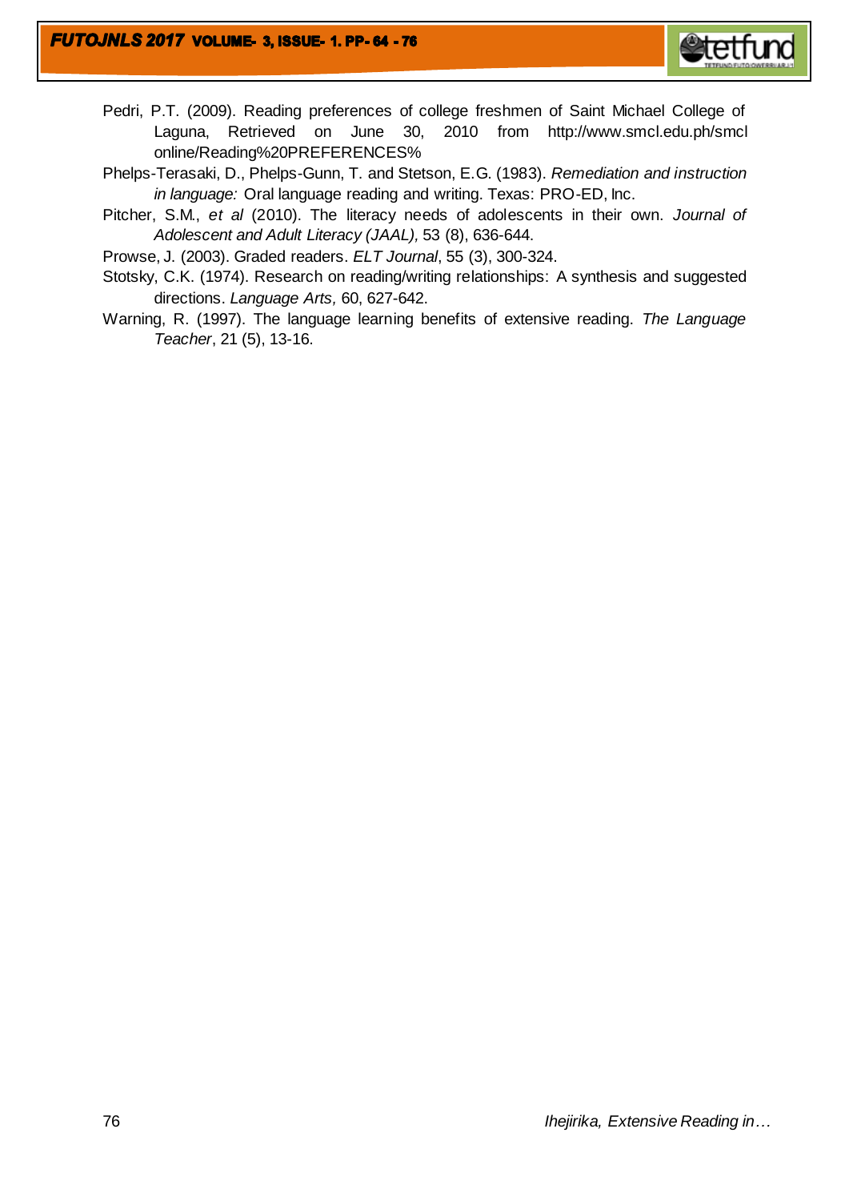Pedri, P.T. (2009). Reading preferences of college freshmen of Saint Michael College of Laguna, Retrieved on June 30, 2010 from http://www.smcl.edu.ph/smcl online/Reading%20PREFERENCES%

Phelps-Terasaki, D., Phelps-Gunn, T. and Stetson, E.G. (1983). *Remediation and instruction in language:* Oral language reading and writing. Texas: PRO-ED, Inc.

Pitcher, S.M., *et al* (2010). The literacy needs of adolescents in their own. *Journal of Adolescent and Adult Literacy (JAAL),* 53 (8), 636-644.

Prowse, J. (2003). Graded readers. *ELT Journal*, 55 (3), 300-324.

Stotsky, C.K. (1974). Research on reading/writing relationships: A synthesis and suggested directions. *Language Arts,* 60, 627-642.

Warning, R. (1997). The language learning benefits of extensive reading. *The Language Teacher*, 21 (5), 13-16.